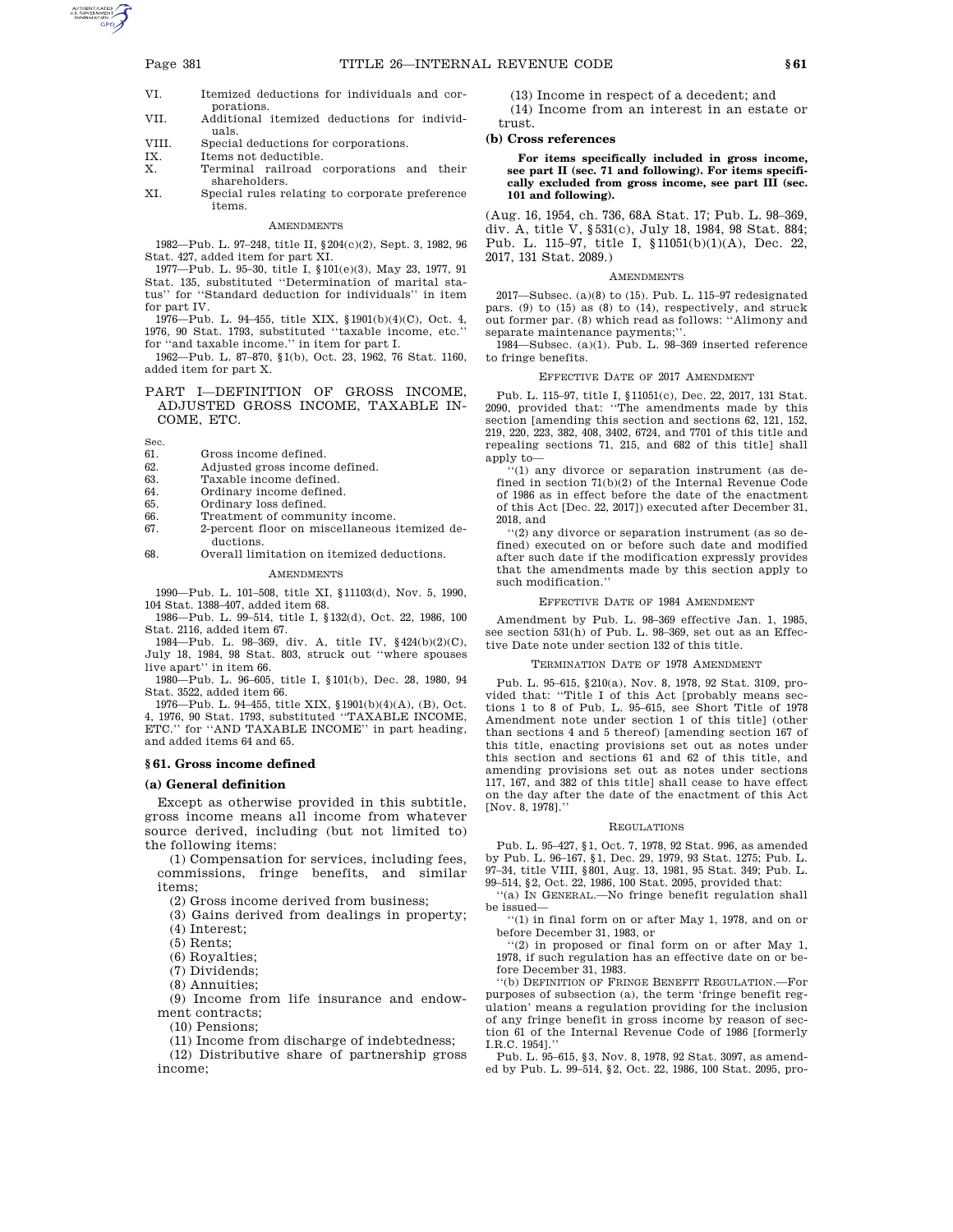| | |
|---|---|
| VI. | Itemized deductions for individuals and corporations. |
| VII. | Additional itemized deductions for individuals. |
| VIII. | Special deductions for corporations. |
| IX. | Items not deductible. |
| X. | Terminal railroad corporations and their shareholders. |
| XI. | Special rules relating to corporate preference items. |

AMENDMENTS

1982—Pub. L. 97–248, title II, §204(c)(2), Sept. 3, 1982, 96 Stat. 427, added item for part XI.

1977—Pub. L. 95–30, title I, §101(e)(3), May 23, 1977, 91 Stat. 135, substituted "Determination of marital status" for "Standard deduction for individuals" in item for part IV.

1976—Pub. L. 94–455, title XIX, §1901(b)(4)(C), Oct. 4, 1976, 90 Stat. 1793, substituted "taxable income, etc." for "and taxable income." in item for part I.

1962—Pub. L. 87–870, §1(b), Oct. 23, 1962, 76 Stat. 1160, added item for part X.

## PART I—DEFINITION OF GROSS INCOME, ADJUSTED GROSS INCOME, TAXABLE INCOME, ETC.

| Sec. | |
|---|---|
| 61. | Gross income defined. |
| 62. | Adjusted gross income defined. |
| 63. | Taxable income defined. |
| 64. | Ordinary income defined. |
| 65. | Ordinary loss defined. |
| 66. | Treatment of community income. |
| 67. | 2-percent floor on miscellaneous itemized deductions. |
| 68. | Overall limitation on itemized deductions. |

AMENDMENTS

1990—Pub. L. 101–508, title XI, §11103(d), Nov. 5, 1990, 104 Stat. 1388–407, added item 68.

1986—Pub. L. 99–514, title I, §132(d), Oct. 22, 1986, 100 Stat. 2116, added item 67.

1984—Pub. L. 98–369, div. A, title IV, §424(b)(2)(C), July 18, 1984, 98 Stat. 803, struck out "where spouses live apart" in item 66.

1980—Pub. L. 96–605, title I, §101(b), Dec. 28, 1980, 94 Stat. 3522, added item 66.

1976—Pub. L. 94–455, title XIX, §1901(b)(4)(A), (B), Oct. 4, 1976, 90 Stat. 1793, substituted "TAXABLE INCOME, ETC." for "AND TAXABLE INCOME" in part heading, and added items 64 and 65.

### §61. Gross income defined

**(a) General definition**

Except as otherwise provided in this subtitle, gross income means all income from whatever source derived, including (but not limited to) the following items:

(1) Compensation for services, including fees, commissions, fringe benefits, and similar items;

(2) Gross income derived from business;

(3) Gains derived from dealings in property;

(4) Interest;

(5) Rents;

(6) Royalties;

(7) Dividends;

(8) Annuities;

(9) Income from life insurance and endowment contracts;

(10) Pensions;

(11) Income from discharge of indebtedness;

(12) Distributive share of partnership gross income;

(13) Income in respect of a decedent; and

(14) Income from an interest in an estate or trust.

**(b) Cross references**

**For items specifically included in gross income, see part II (sec. 71 and following). For items specifically excluded from gross income, see part III (sec. 101 and following).**

(Aug. 16, 1954, ch. 736, 68A Stat. 17; Pub. L. 98–369, div. A, title V, §531(c), July 18, 1984, 98 Stat. 884; Pub. L. 115–97, title I, §11051(b)(1)(A), Dec. 22, 2017, 131 Stat. 2089.)

AMENDMENTS

2017—Subsec. (a)(8) to (15). Pub. L. 115–97 redesignated pars. (9) to (15) as (8) to (14), respectively, and struck out former par. (8) which read as follows: "Alimony and separate maintenance payments;".

1984—Subsec. (a)(1). Pub. L. 98–369 inserted reference to fringe benefits.

EFFECTIVE DATE OF 2017 AMENDMENT

Pub. L. 115–97, title I, §11051(c), Dec. 22, 2017, 131 Stat. 2090, provided that: "The amendments made by this section [amending this section and sections 62, 121, 152, 219, 220, 223, 382, 408, 3402, 6724, and 7701 of this title and repealing sections 71, 215, and 682 of this title] shall apply to—

"(1) any divorce or separation instrument (as defined in section 71(b)(2) of the Internal Revenue Code of 1986 as in effect before the date of the enactment of this Act [Dec. 22, 2017]) executed after December 31, 2018, and

"(2) any divorce or separation instrument (as so defined) executed on or before such date and modified after such date if the modification expressly provides that the amendments made by this section apply to such modification."

EFFECTIVE DATE OF 1984 AMENDMENT

Amendment by Pub. L. 98–369 effective Jan. 1, 1985, see section 531(h) of Pub. L. 98–369, set out as an Effective Date note under section 132 of this title.

TERMINATION DATE OF 1978 AMENDMENT

Pub. L. 95–615, §210(a), Nov. 8, 1978, 92 Stat. 3109, provided that: "Title I of this Act [probably means sections 1 to 8 of Pub. L. 95–615, see Short Title of 1978 Amendment note under section 1 of this title] (other than sections 4 and 5 thereof) [amending section 167 of this title, enacting provisions set out as notes under this section and sections 61 and 62 of this title, and amending provisions set out as notes under sections 117, 167, and 382 of this title] shall cease to have effect on the day after the date of the enactment of this Act [Nov. 8, 1978]."

REGULATIONS

Pub. L. 95–427, §1, Oct. 7, 1978, 92 Stat. 996, as amended by Pub. L. 96–167, §1, Dec. 29, 1979, 93 Stat. 1275; Pub. L. 97–34, title VIII, §801, Aug. 13, 1981, 95 Stat. 349; Pub. L. 99–514, §2, Oct. 22, 1986, 100 Stat. 2095, provided that:

"(a) IN GENERAL.—No fringe benefit regulation shall be issued—

"(1) in final form on or after May 1, 1978, and on or before December 31, 1983, or

"(2) in proposed or final form on or after May 1, 1978, if such regulation has an effective date on or before December 31, 1983.

"(b) DEFINITION OF FRINGE BENEFIT REGULATION.—For purposes of subsection (a), the term 'fringe benefit regulation' means a regulation providing for the inclusion of any fringe benefit in gross income by reason of section 61 of the Internal Revenue Code of 1986 [formerly I.R.C. 1954]."

Pub. L. 95–615, §3, Nov. 8, 1978, 92 Stat. 3097, as amended by Pub. L. 99–514, §2, Oct. 22, 1986, 100 Stat. 2095, pro-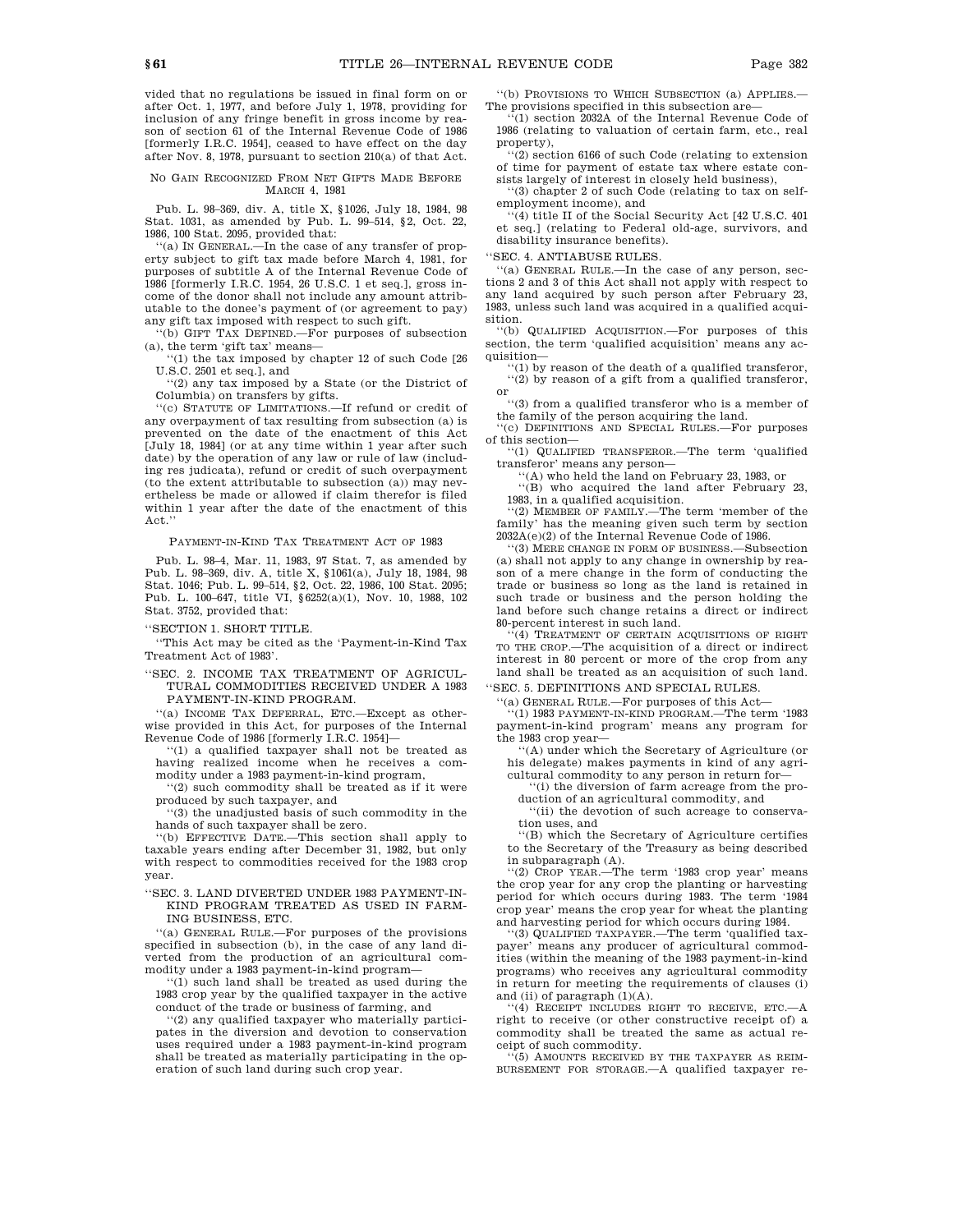vided that no regulations be issued in final form on or after Oct. 1, 1977, and before July 1, 1978, providing for inclusion of any fringe benefit in gross income by reason of section 61 of the Internal Revenue Code of 1986 [formerly I.R.C. 1954], ceased to have effect on the day after Nov. 8, 1978, pursuant to section 210(a) of that Act.

### NO GAIN RECOGNIZED FROM NET GIFTS MADE BEFORE MARCH 4, 1981

Pub. L. 98–369, div. A, title X, §1026, July 18, 1984, 98 Stat. 1031, as amended by Pub. L. 99–514, §2, Oct. 22, 1986, 100 Stat. 2095, provided that:

''(a) IN GENERAL.—In the case of any transfer of property subject to gift tax made before March 4, 1981, for purposes of subtitle A of the Internal Revenue Code of 1986 [formerly I.R.C. 1954, 26 U.S.C. 1 et seq.], gross income of the donor shall not include any amount attributable to the donee's payment of (or agreement to pay) any gift tax imposed with respect to such gift.

''(b) GIFT TAX DEFINED.—For purposes of subsection (a), the term 'gift tax' means—

''(1) the tax imposed by chapter 12 of such Code [26 U.S.C. 2501 et seq.], and

''(2) any tax imposed by a State (or the District of Columbia) on transfers by gifts.

''(c) STATUTE OF LIMITATIONS.—If refund or credit of any overpayment of tax resulting from subsection (a) is prevented on the date of the enactment of this Act [July 18, 1984] (or at any time within 1 year after such date) by the operation of any law or rule of law (including res judicata), refund or credit of such overpayment (to the extent attributable to subsection (a)) may nevertheless be made or allowed if claim therefor is filed within 1 year after the date of the enactment of this Act.''

### PAYMENT-IN-KIND TAX TREATMENT ACT OF 1983

Pub. L. 98–4, Mar. 11, 1983, 97 Stat. 7, as amended by Pub. L. 98–369, div. A, title X, §1061(a), July 18, 1984, 98 Stat. 1046; Pub. L. 99–514, §2, Oct. 22, 1986, 100 Stat. 2095; Pub. L. 100–647, title VI, §6252(a)(1), Nov. 10, 1988, 102 Stat. 3752, provided that:

''SECTION 1. SHORT TITLE.

''This Act may be cited as the 'Payment-in-Kind Tax Treatment Act of 1983'.

''SEC. 2. INCOME TAX TREATMENT OF AGRICULTURAL COMMODITIES RECEIVED UNDER A 1983 PAYMENT-IN-KIND PROGRAM.

''(a) INCOME TAX DEFERRAL, ETC.—Except as otherwise provided in this Act, for purposes of the Internal Revenue Code of 1986 [formerly I.R.C. 1954]—

''(1) a qualified taxpayer shall not be treated as having realized income when he receives a commodity under a 1983 payment-in-kind program,

''(2) such commodity shall be treated as if it were produced by such taxpayer, and

''(3) the unadjusted basis of such commodity in the hands of such taxpayer shall be zero.

''(b) EFFECTIVE DATE.—This section shall apply to taxable years ending after December 31, 1982, but only with respect to commodities received for the 1983 crop year.

''SEC. 3. LAND DIVERTED UNDER 1983 PAYMENT-IN-KIND PROGRAM TREATED AS USED IN FARMING BUSINESS, ETC.

''(a) GENERAL RULE.—For purposes of the provisions specified in subsection (b), in the case of any land diverted from the production of an agricultural commodity under a 1983 payment-in-kind program—

''(1) such land shall be treated as used during the 1983 crop year by the qualified taxpayer in the active conduct of the trade or business of farming, and

''(2) any qualified taxpayer who materially participates in the diversion and devotion to conservation uses required under a 1983 payment-in-kind program shall be treated as materially participating in the operation of such land during such crop year.

''(b) PROVISIONS TO WHICH SUBSECTION (a) APPLIES.—The provisions specified in this subsection are—

''(1) section 2032A of the Internal Revenue Code of 1986 (relating to valuation of certain farm, etc., real property),

''(2) section 6166 of such Code (relating to extension of time for payment of estate tax where estate consists largely of interest in closely held business),

''(3) chapter 2 of such Code (relating to tax on self-employment income), and

''(4) title II of the Social Security Act [42 U.S.C. 401 et seq.] (relating to Federal old-age, survivors, and disability insurance benefits).

''SEC. 4. ANTIABUSE RULES.

''(a) GENERAL RULE.—In the case of any person, sections 2 and 3 of this Act shall not apply with respect to any land acquired by such person after February 23, 1983, unless such land was acquired in a qualified acquisition.

''(b) QUALIFIED ACQUISITION.—For purposes of this section, the term 'qualified acquisition' means any acquisition—

''(1) by reason of the death of a qualified transferor,

''(2) by reason of a gift from a qualified transferor, or

''(3) from a qualified transferor who is a member of the family of the person acquiring the land.

''(c) DEFINITIONS AND SPECIAL RULES.—For purposes of this section—

''(1) QUALIFIED TRANSFEROR.—The term 'qualified transferor' means any person—

''(A) who held the land on February 23, 1983, or

''(B) who acquired the land after February 23, 1983, in a qualified acquisition.

''(2) MEMBER OF FAMILY.—The term 'member of the family' has the meaning given such term by section 2032A(e)(2) of the Internal Revenue Code of 1986.

''(3) MERE CHANGE IN FORM OF BUSINESS.—Subsection (a) shall not apply to any change in ownership by reason of a mere change in the form of conducting the trade or business so long as the land is retained in such trade or business and the person holding the land before such change retains a direct or indirect 80-percent interest in such land.

''(4) TREATMENT OF CERTAIN ACQUISITIONS OF RIGHT TO THE CROP.—The acquisition of a direct or indirect interest in 80 percent or more of the crop from any land shall be treated as an acquisition of such land.

''SEC. 5. DEFINITIONS AND SPECIAL RULES.

''(a) GENERAL RULE.—For purposes of this Act—

''(1) 1983 PAYMENT-IN-KIND PROGRAM.—The term '1983 payment-in-kind program' means any program for the 1983 crop year—

''(A) under which the Secretary of Agriculture (or his delegate) makes payments in kind of any agricultural commodity to any person in return for—

''(i) the diversion of farm acreage from the production of an agricultural commodity, and

''(ii) the devotion of such acreage to conservation uses, and

''(B) which the Secretary of Agriculture certifies to the Secretary of the Treasury as being described in subparagraph (A).

''(2) CROP YEAR.—The term '1983 crop year' means the crop year for any crop the planting or harvesting period for which occurs during 1983. The term '1984 crop year' means the crop year for wheat the planting and harvesting period for which occurs during 1984.

''(3) QUALIFIED TAXPAYER.—The term 'qualified taxpayer' means any producer of agricultural commodities (within the meaning of the 1983 payment-in-kind programs) who receives any agricultural commodity in return for meeting the requirements of clauses (i) and (ii) of paragraph (1)(A).

''(4) RECEIPT INCLUDES RIGHT TO RECEIVE, ETC.—A right to receive (or other constructive receipt of) a commodity shall be treated the same as actual receipt of such commodity.

''(5) AMOUNTS RECEIVED BY THE TAXPAYER AS REIMBURSEMENT FOR STORAGE.—A qualified taxpayer re-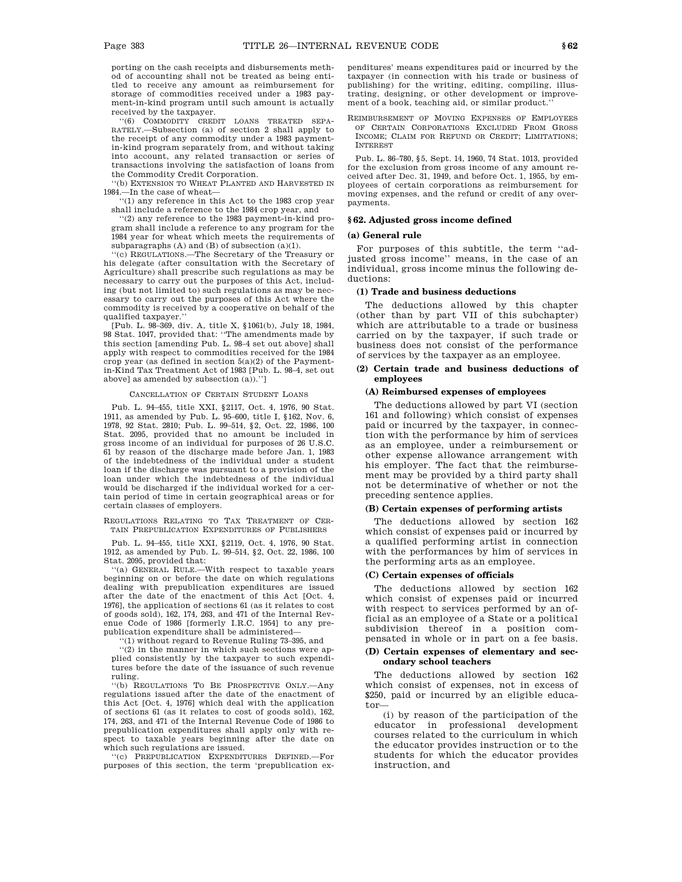porting on the cash receipts and disbursements method of accounting shall not be treated as being entitled to receive any amount as reimbursement for storage of commodities received under a 1983 payment-in-kind program until such amount is actually received by the taxpayer.

''(6) COMMODITY CREDIT LOANS TREATED SEPARATELY.—Subsection (a) of section 2 shall apply to the receipt of any commodity under a 1983 payment-in-kind program separately from, and without taking into account, any related transaction or series of transactions involving the satisfaction of loans from the Commodity Credit Corporation.

''(b) EXTENSION TO WHEAT PLANTED AND HARVESTED IN 1984.—In the case of wheat—

''(1) any reference in this Act to the 1983 crop year shall include a reference to the 1984 crop year, and

''(2) any reference to the 1983 payment-in-kind program shall include a reference to any program for the 1984 year for wheat which meets the requirements of subparagraphs (A) and (B) of subsection (a)(1).

''(c) REGULATIONS.—The Secretary of the Treasury or his delegate (after consultation with the Secretary of Agriculture) shall prescribe such regulations as may be necessary to carry out the purposes of this Act, including (but not limited to) such regulations as may be necessary to carry out the purposes of this Act where the commodity is received by a cooperative on behalf of the qualified taxpayer.''

[Pub. L. 98–369, div. A, title X, §1061(b), July 18, 1984, 98 Stat. 1047, provided that: ''The amendments made by this section [amending Pub. L. 98–4 set out above] shall apply with respect to commodities received for the 1984 crop year (as defined in section 5(a)(2) of the Payment-in-Kind Tax Treatment Act of 1983 [Pub. L. 98–4, set out above] as amended by subsection (a)).'']

CANCELLATION OF CERTAIN STUDENT LOANS

Pub. L. 94–455, title XXI, §2117, Oct. 4, 1976, 90 Stat. 1911, as amended by Pub. L. 95–600, title I, §162, Nov. 6, 1978, 92 Stat. 2810; Pub. L. 99–514, §2, Oct. 22, 1986, 100 Stat. 2095, provided that no amount be included in gross income of an individual for purposes of 26 U.S.C. 61 by reason of the discharge made before Jan. 1, 1983 of the indebtedness of the individual under a student loan if the discharge was pursuant to a provision of the loan under which the indebtedness of the individual would be discharged if the individual worked for a certain period of time in certain geographical areas or for certain classes of employers.

REGULATIONS RELATING TO TAX TREATMENT OF CERTAIN PREPUBLICATION EXPENDITURES OF PUBLISHERS

Pub. L. 94–455, title XXI, §2119, Oct. 4, 1976, 90 Stat. 1912, as amended by Pub. L. 99–514, §2, Oct. 22, 1986, 100 Stat. 2095, provided that:

''(a) GENERAL RULE.—With respect to taxable years beginning on or before the date on which regulations dealing with prepublication expenditures are issued after the date of the enactment of this Act [Oct. 4, 1976], the application of sections 61 (as it relates to cost of goods sold), 162, 174, 263, and 471 of the Internal Revenue Code of 1986 [formerly I.R.C. 1954] to any prepublication expenditure shall be administered—

''(1) without regard to Revenue Ruling 73–395, and

''(2) in the manner in which such sections were applied consistently by the taxpayer to such expenditures before the date of the issuance of such revenue ruling.

''(b) REGULATIONS TO BE PROSPECTIVE ONLY.—Any regulations issued after the date of the enactment of this Act [Oct. 4, 1976] which deal with the application of sections 61 (as it relates to cost of goods sold), 162, 174, 263, and 471 of the Internal Revenue Code of 1986 to prepublication expenditures shall apply only with respect to taxable years beginning after the date on which such regulations are issued.

''(c) PREPUBLICATION EXPENDITURES DEFINED.—For purposes of this section, the term 'prepublication expenditures' means expenditures paid or incurred by the taxpayer (in connection with his trade or business of publishing) for the writing, editing, compiling, illustrating, designing, or other development or improvement of a book, teaching aid, or similar product.''

REIMBURSEMENT OF MOVING EXPENSES OF EMPLOYEES OF CERTAIN CORPORATIONS EXCLUDED FROM GROSS INCOME; CLAIM FOR REFUND OR CREDIT; LIMITATIONS; INTEREST

Pub. L. 86–780, §5, Sept. 14, 1960, 74 Stat. 1013, provided for the exclusion from gross income of any amount received after Dec. 31, 1949, and before Oct. 1, 1955, by employees of certain corporations as reimbursement for moving expenses, and the refund or credit of any overpayments.

## §62. Adjusted gross income defined

### (a) General rule

For purposes of this subtitle, the term ''adjusted gross income'' means, in the case of an individual, gross income minus the following deductions:

#### (1) Trade and business deductions

The deductions allowed by this chapter (other than by part VII of this subchapter) which are attributable to a trade or business carried on by the taxpayer, if such trade or business does not consist of the performance of services by the taxpayer as an employee.

#### (2) Certain trade and business deductions of employees

##### (A) Reimbursed expenses of employees

The deductions allowed by part VI (section 161 and following) which consist of expenses paid or incurred by the taxpayer, in connection with the performance by him of services as an employee, under a reimbursement or other expense allowance arrangement with his employer. The fact that the reimbursement may be provided by a third party shall not be determinative of whether or not the preceding sentence applies.

##### (B) Certain expenses of performing artists

The deductions allowed by section 162 which consist of expenses paid or incurred by a qualified performing artist in connection with the performances by him of services in the performing arts as an employee.

##### (C) Certain expenses of officials

The deductions allowed by section 162 which consist of expenses paid or incurred with respect to services performed by an official as an employee of a State or a political subdivision thereof in a position compensated in whole or in part on a fee basis.

##### (D) Certain expenses of elementary and secondary school teachers

The deductions allowed by section 162 which consist of expenses, not in excess of $250, paid or incurred by an eligible educator—

(i) by reason of the participation of the educator in professional development courses related to the curriculum in which the educator provides instruction or to the students for which the educator provides instruction, and